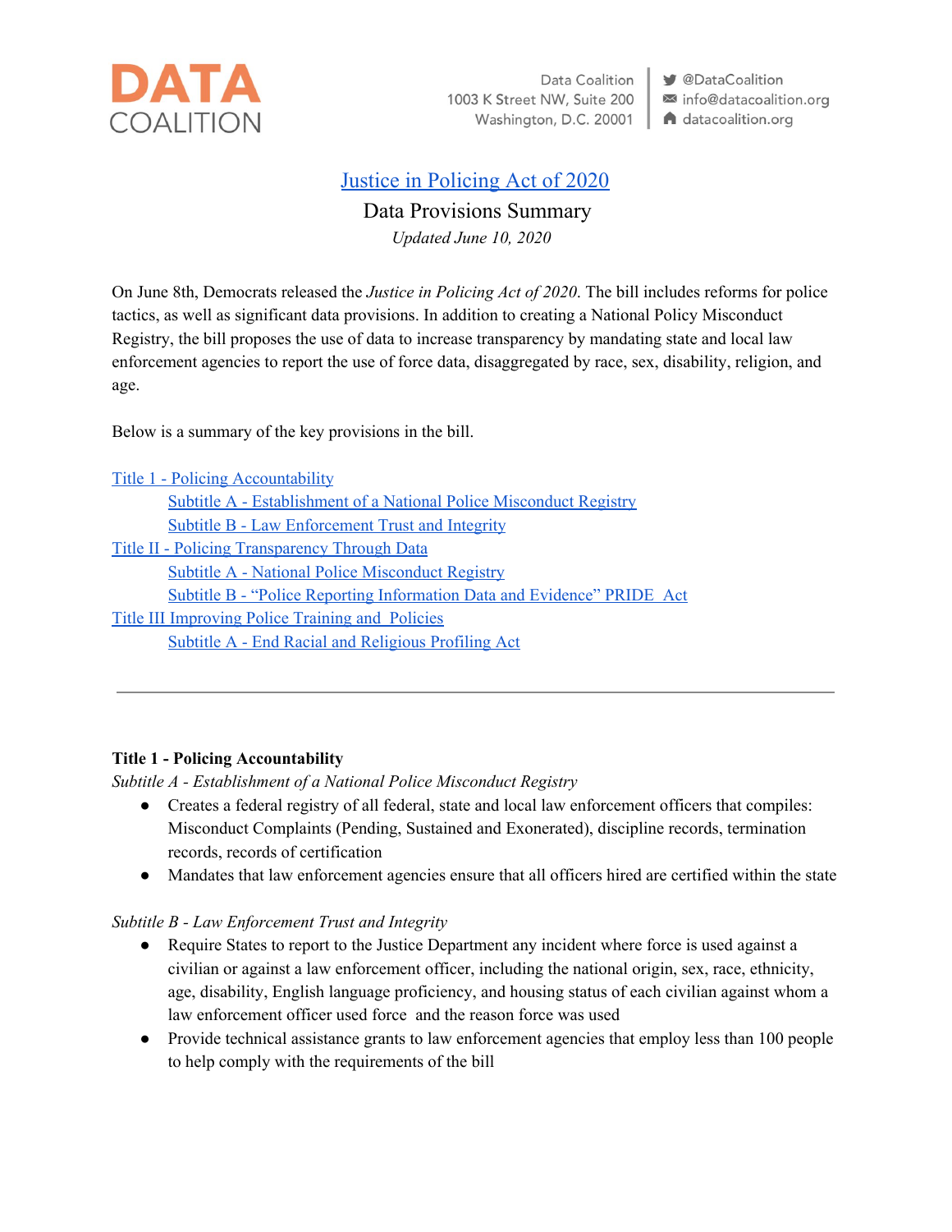DATA COALITION

Data Coalition
1003 K Street NW, Suite 200
Washington, D.C. 20001

@DataCoalition
info@datacoalition.org
datacoalition.org

# Justice in Policing Act of 2020

## Data Provisions Summary

*Updated June 10, 2020*

On June 8th, Democrats released the *Justice in Policing Act of 2020*. The bill includes reforms for police tactics, as well as significant data provisions. In addition to creating a National Policy Misconduct Registry, the bill proposes the use of data to increase transparency by mandating state and local law enforcement agencies to report the use of force data, disaggregated by race, sex, disability, religion, and age.

Below is a summary of the key provisions in the bill.

- Title 1 - Policing Accountability
  - Subtitle A - Establishment of a National Police Misconduct Registry
  - Subtitle B - Law Enforcement Trust and Integrity
- Title II - Policing Transparency Through Data
  - Subtitle A - National Police Misconduct Registry
  - Subtitle B - "Police Reporting Information Data and Evidence" PRIDE Act
- Title III Improving Police Training and Policies
  - Subtitle A - End Racial and Religious Profiling Act

---

**Title 1 - Policing Accountability**

*Subtitle A - Establishment of a National Police Misconduct Registry*

- Creates a federal registry of all federal, state and local law enforcement officers that compiles: Misconduct Complaints (Pending, Sustained and Exonerated), discipline records, termination records, records of certification
- Mandates that law enforcement agencies ensure that all officers hired are certified within the state

*Subtitle B - Law Enforcement Trust and Integrity*

- Require States to report to the Justice Department any incident where force is used against a civilian or against a law enforcement officer, including the national origin, sex, race, ethnicity, age, disability, English language proficiency, and housing status of each civilian against whom a law enforcement officer used force and the reason force was used
- Provide technical assistance grants to law enforcement agencies that employ less than 100 people to help comply with the requirements of the bill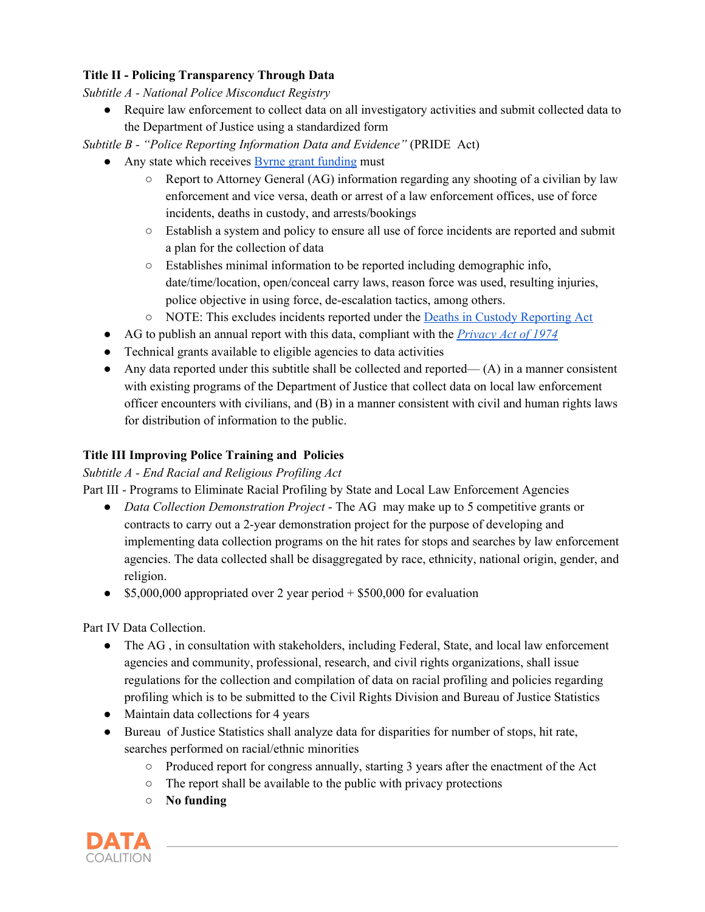**Title II - Policing Transparency Through Data**

*Subtitle A - National Police Misconduct Registry*

- Require law enforcement to collect data on all investigatory activities and submit collected data to the Department of Justice using a standardized form

*Subtitle B - "Police Reporting Information Data and Evidence"* (PRIDE Act)

- Any state which receives [Byrne grant funding]() must
    - Report to Attorney General (AG) information regarding any shooting of a civilian by law enforcement and vice versa, death or arrest of a law enforcement offices, use of force incidents, deaths in custody, and arrests/bookings
    - Establish a system and policy to ensure all use of force incidents are reported and submit a plan for the collection of data
    - Establishes minimal information to be reported including demographic info, date/time/location, open/conceal carry laws, reason force was used, resulting injuries, police objective in using force, de-escalation tactics, among others.
    - NOTE: This excludes incidents reported under the [Deaths in Custody Reporting Act]()
- AG to publish an annual report with this data, compliant with the [*Privacy Act of 1974*]()
- Technical grants available to eligible agencies to data activities
- Any data reported under this subtitle shall be collected and reported— (A) in a manner consistent with existing programs of the Department of Justice that collect data on local law enforcement officer encounters with civilians, and (B) in a manner consistent with civil and human rights laws for distribution of information to the public.

**Title III Improving Police Training and Policies**

*Subtitle A - End Racial and Religious Profiling Act*

Part III - Programs to Eliminate Racial Profiling by State and Local Law Enforcement Agencies

- *Data Collection Demonstration Project* - The AG may make up to 5 competitive grants or contracts to carry out a 2-year demonstration project for the purpose of developing and implementing data collection programs on the hit rates for stops and searches by law enforcement agencies. The data collected shall be disaggregated by race, ethnicity, national origin, gender, and religion.
- $5,000,000 appropriated over 2 year period + $500,000 for evaluation

Part IV Data Collection.

- The AG , in consultation with stakeholders, including Federal, State, and local law enforcement agencies and community, professional, research, and civil rights organizations, shall issue regulations for the collection and compilation of data on racial profiling and policies regarding profiling which is to be submitted to the Civil Rights Division and Bureau of Justice Statistics
- Maintain data collections for 4 years
- Bureau of Justice Statistics shall analyze data for disparities for number of stops, hit rate, searches performed on racial/ethnic minorities
    - Produced report for congress annually, starting 3 years after the enactment of the Act
    - The report shall be available to the public with privacy protections
    - **No funding**